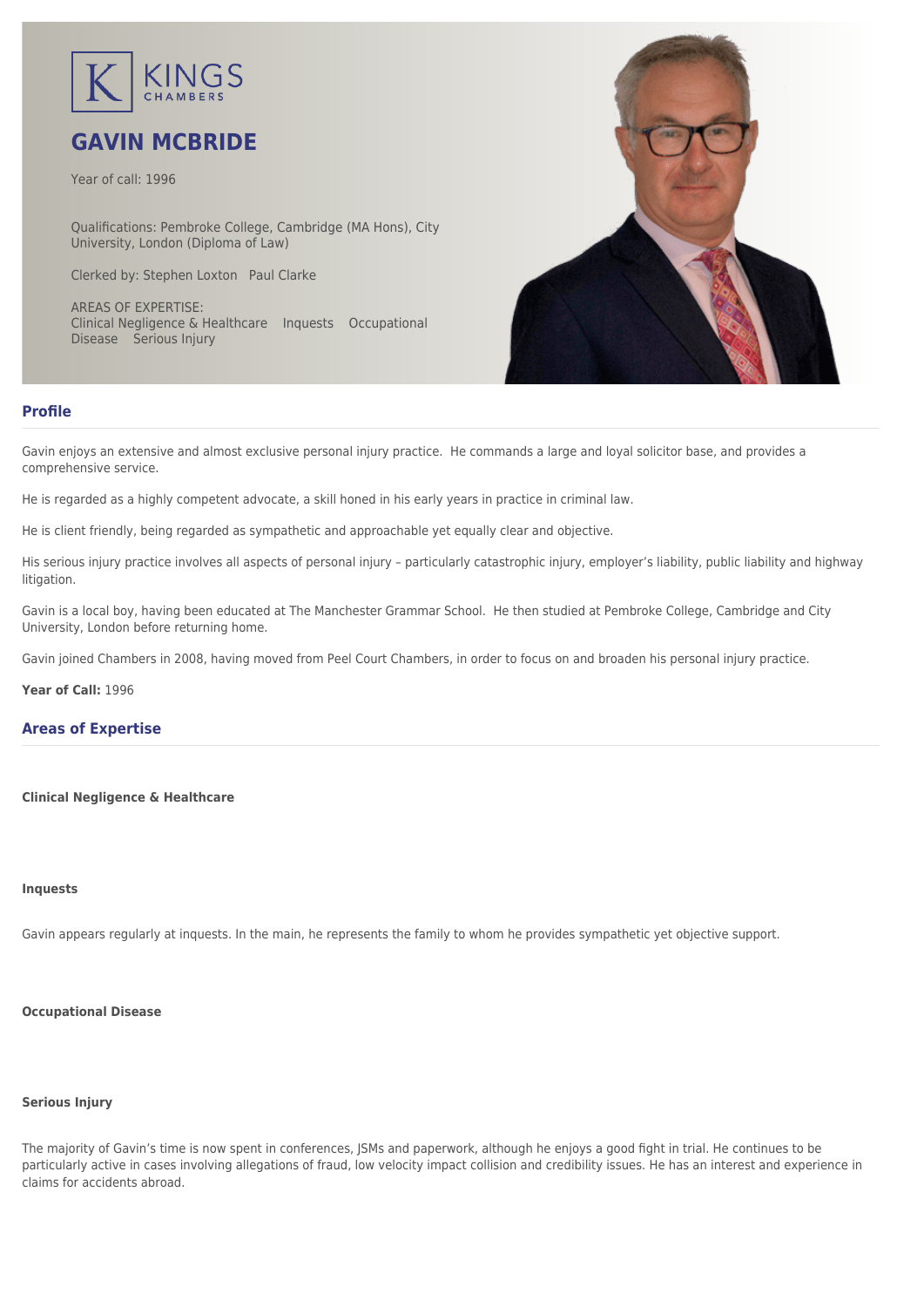KINGS CHAMBERS

# GAVIN MCBRIDE

Year of call: 1996

Qualifications: Pembroke College, Cambridge (MA Hons), City University, London (Diploma of Law)

Clerked by: Stephen Loxton Paul Clarke

AREAS OF EXPERTISE:
Clinical Negligence & Healthcare Inquests Occupational Disease Serious Injury

## Profile

Gavin enjoys an extensive and almost exclusive personal injury practice. He commands a large and loyal solicitor base, and provides a comprehensive service.

He is regarded as a highly competent advocate, a skill honed in his early years in practice in criminal law.

He is client friendly, being regarded as sympathetic and approachable yet equally clear and objective.

His serious injury practice involves all aspects of personal injury – particularly catastrophic injury, employer's liability, public liability and highway litigation.

Gavin is a local boy, having been educated at The Manchester Grammar School. He then studied at Pembroke College, Cambridge and City University, London before returning home.

Gavin joined Chambers in 2008, having moved from Peel Court Chambers, in order to focus on and broaden his personal injury practice.

**Year of Call:** 1996

## Areas of Expertise

**Clinical Negligence & Healthcare**

**Inquests**

Gavin appears regularly at inquests. In the main, he represents the family to whom he provides sympathetic yet objective support.

**Occupational Disease**

**Serious Injury**

The majority of Gavin's time is now spent in conferences, JSMs and paperwork, although he enjoys a good fight in trial. He continues to be particularly active in cases involving allegations of fraud, low velocity impact collision and credibility issues. He has an interest and experience in claims for accidents abroad.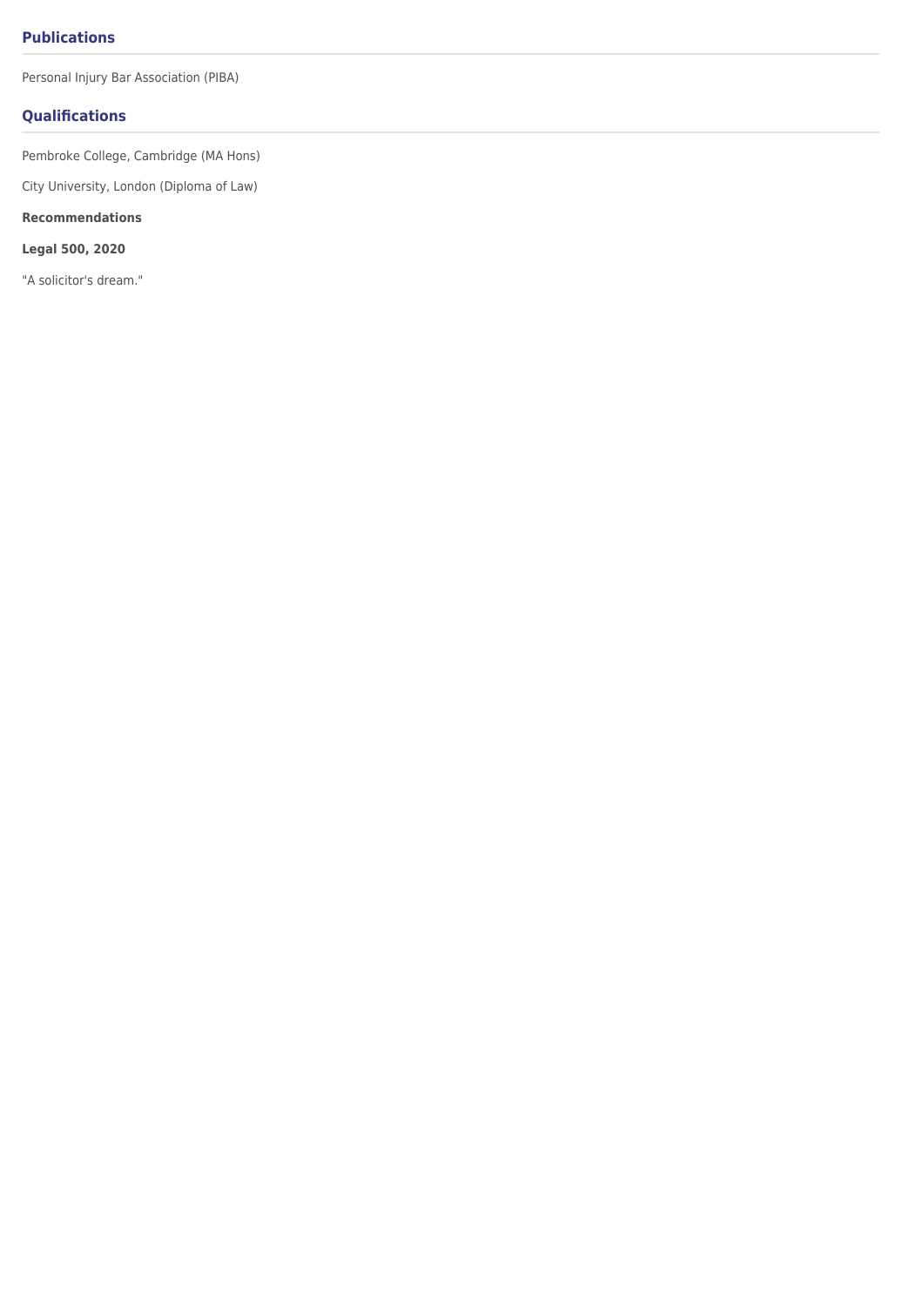## Publications

Personal Injury Bar Association (PIBA)

## Qualifications

Pembroke College, Cambridge (MA Hons)

City University, London (Diploma of Law)

**Recommendations**

**Legal 500, 2020**

"A solicitor's dream."